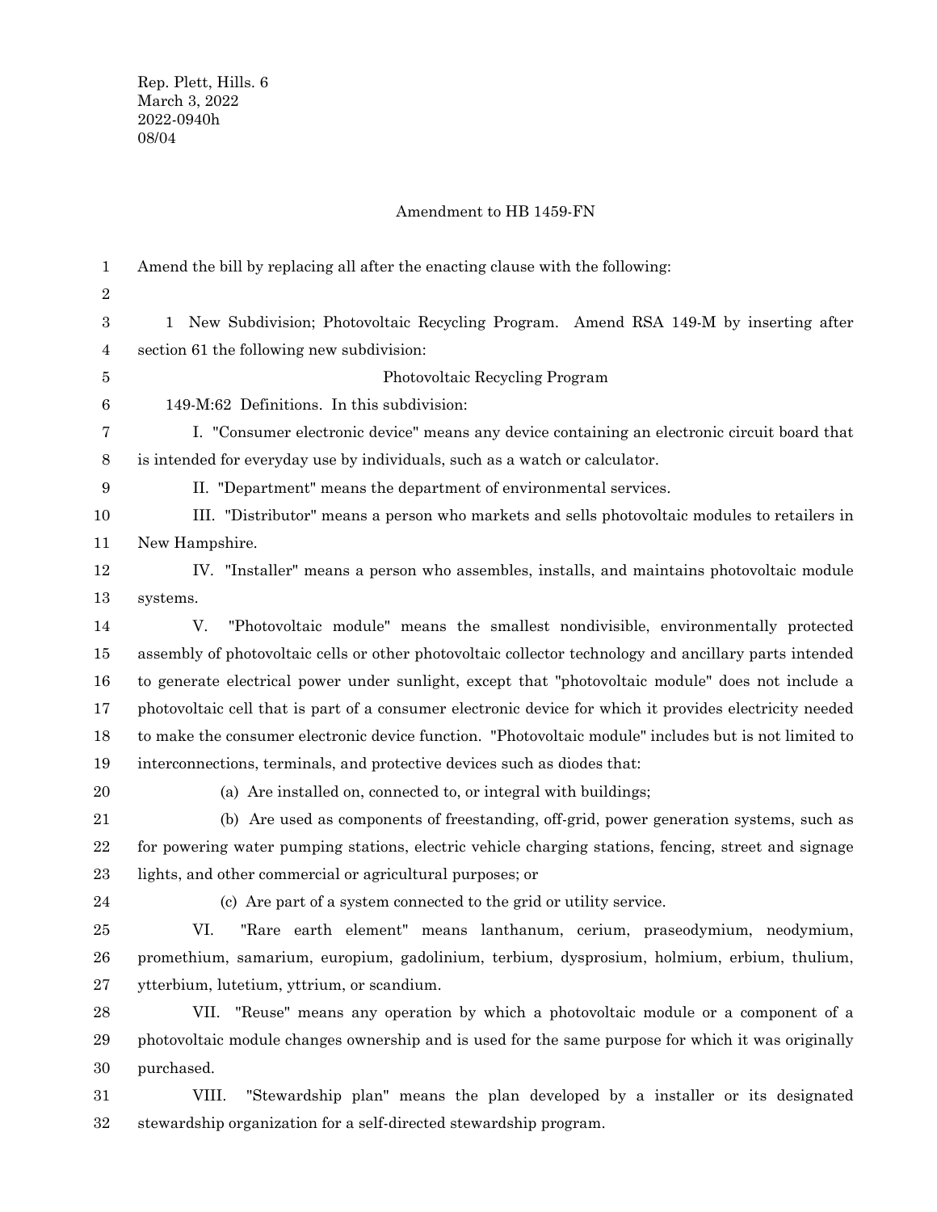Rep. Plett, Hills. 6
March 3, 2022
2022-0940h
08/04

Amendment to HB 1459-FN

Amend the bill by replacing all after the enacting clause with the following:

1 New Subdivision; Photovoltaic Recycling Program. Amend RSA 149-M by inserting after section 61 the following new subdivision:

Photovoltaic Recycling Program

149-M:62 Definitions. In this subdivision:

I. "Consumer electronic device" means any device containing an electronic circuit board that is intended for everyday use by individuals, such as a watch or calculator.

II. "Department" means the department of environmental services.

III. "Distributor" means a person who markets and sells photovoltaic modules to retailers in New Hampshire.

IV. "Installer" means a person who assembles, installs, and maintains photovoltaic module systems.

V. "Photovoltaic module" means the smallest nondivisible, environmentally protected assembly of photovoltaic cells or other photovoltaic collector technology and ancillary parts intended to generate electrical power under sunlight, except that "photovoltaic module" does not include a photovoltaic cell that is part of a consumer electronic device for which it provides electricity needed to make the consumer electronic device function. "Photovoltaic module" includes but is not limited to interconnections, terminals, and protective devices such as diodes that:

(a) Are installed on, connected to, or integral with buildings;

(b) Are used as components of freestanding, off-grid, power generation systems, such as for powering water pumping stations, electric vehicle charging stations, fencing, street and signage lights, and other commercial or agricultural purposes; or

(c) Are part of a system connected to the grid or utility service.

VI. "Rare earth element" means lanthanum, cerium, praseodymium, neodymium, promethium, samarium, europium, gadolinium, terbium, dysprosium, holmium, erbium, thulium, ytterbium, lutetium, yttrium, or scandium.

VII. "Reuse" means any operation by which a photovoltaic module or a component of a photovoltaic module changes ownership and is used for the same purpose for which it was originally purchased.

VIII. "Stewardship plan" means the plan developed by a installer or its designated stewardship organization for a self-directed stewardship program.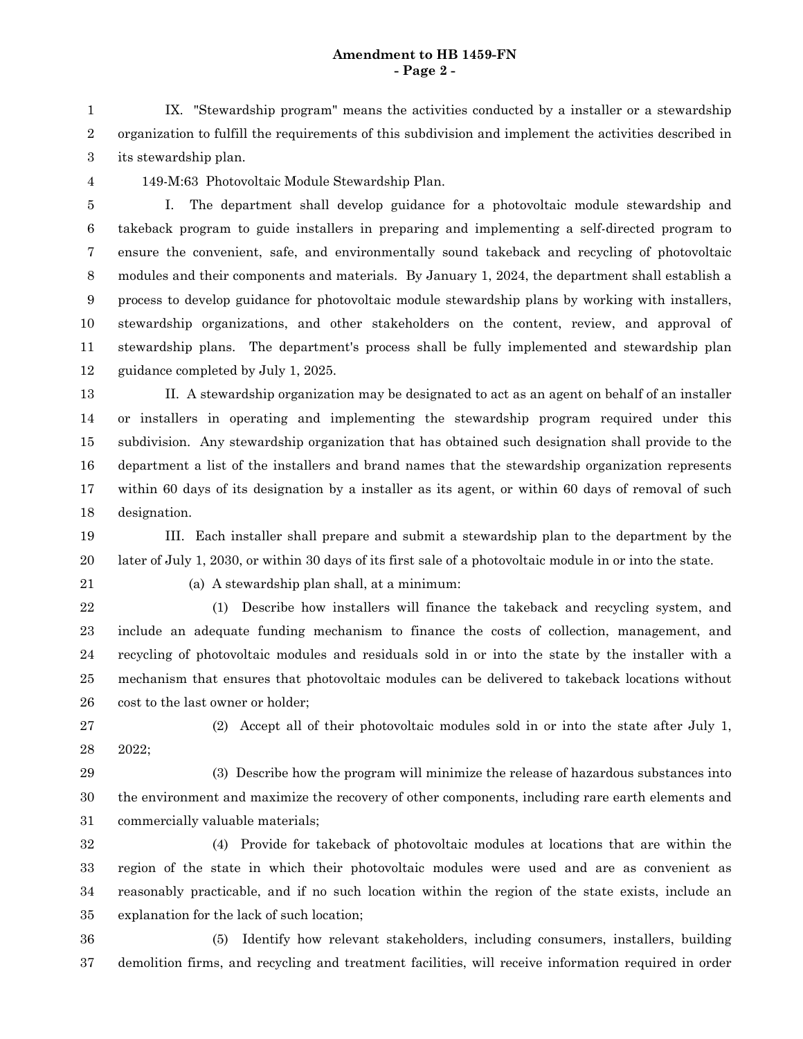IX. "Stewardship program" means the activities conducted by a installer or a stewardship organization to fulfill the requirements of this subdivision and implement the activities described in its stewardship plan.

149-M:63 Photovoltaic Module Stewardship Plan.

I. The department shall develop guidance for a photovoltaic module stewardship and takeback program to guide installers in preparing and implementing a self-directed program to ensure the convenient, safe, and environmentally sound takeback and recycling of photovoltaic modules and their components and materials. By January 1, 2024, the department shall establish a process to develop guidance for photovoltaic module stewardship plans by working with installers, stewardship organizations, and other stakeholders on the content, review, and approval of stewardship plans. The department's process shall be fully implemented and stewardship plan guidance completed by July 1, 2025.

II. A stewardship organization may be designated to act as an agent on behalf of an installer or installers in operating and implementing the stewardship program required under this subdivision. Any stewardship organization that has obtained such designation shall provide to the department a list of the installers and brand names that the stewardship organization represents within 60 days of its designation by a installer as its agent, or within 60 days of removal of such designation.

III. Each installer shall prepare and submit a stewardship plan to the department by the later of July 1, 2030, or within 30 days of its first sale of a photovoltaic module in or into the state.

(a) A stewardship plan shall, at a minimum:

(1) Describe how installers will finance the takeback and recycling system, and include an adequate funding mechanism to finance the costs of collection, management, and recycling of photovoltaic modules and residuals sold in or into the state by the installer with a mechanism that ensures that photovoltaic modules can be delivered to takeback locations without cost to the last owner or holder;

(2) Accept all of their photovoltaic modules sold in or into the state after July 1, 2022;

(3) Describe how the program will minimize the release of hazardous substances into the environment and maximize the recovery of other components, including rare earth elements and commercially valuable materials;

(4) Provide for takeback of photovoltaic modules at locations that are within the region of the state in which their photovoltaic modules were used and are as convenient as reasonably practicable, and if no such location within the region of the state exists, include an explanation for the lack of such location;

(5) Identify how relevant stakeholders, including consumers, installers, building demolition firms, and recycling and treatment facilities, will receive information required in order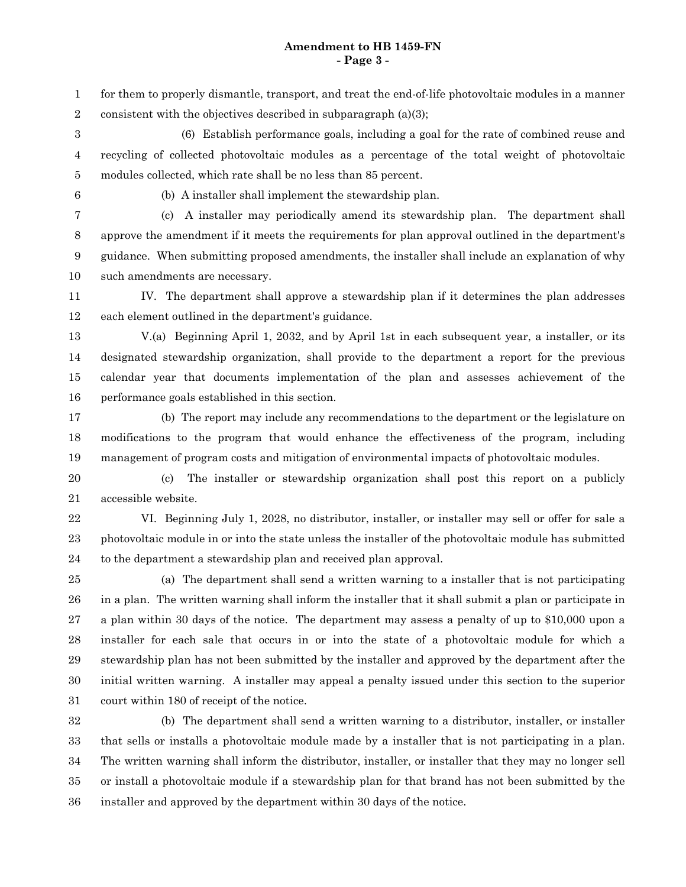for them to properly dismantle, transport, and treat the end-of-life photovoltaic modules in a manner consistent with the objectives described in subparagraph (a)(3);

(6) Establish performance goals, including a goal for the rate of combined reuse and recycling of collected photovoltaic modules as a percentage of the total weight of photovoltaic modules collected, which rate shall be no less than 85 percent.

(b) A installer shall implement the stewardship plan.

(c) A installer may periodically amend its stewardship plan. The department shall approve the amendment if it meets the requirements for plan approval outlined in the department's guidance. When submitting proposed amendments, the installer shall include an explanation of why such amendments are necessary.

IV. The department shall approve a stewardship plan if it determines the plan addresses each element outlined in the department's guidance.

V.(a) Beginning April 1, 2032, and by April 1st in each subsequent year, a installer, or its designated stewardship organization, shall provide to the department a report for the previous calendar year that documents implementation of the plan and assesses achievement of the performance goals established in this section.

(b) The report may include any recommendations to the department or the legislature on modifications to the program that would enhance the effectiveness of the program, including management of program costs and mitigation of environmental impacts of photovoltaic modules.

(c) The installer or stewardship organization shall post this report on a publicly accessible website.

VI. Beginning July 1, 2028, no distributor, installer, or installer may sell or offer for sale a photovoltaic module in or into the state unless the installer of the photovoltaic module has submitted to the department a stewardship plan and received plan approval.

(a) The department shall send a written warning to a installer that is not participating in a plan. The written warning shall inform the installer that it shall submit a plan or participate in a plan within 30 days of the notice. The department may assess a penalty of up to $10,000 upon a installer for each sale that occurs in or into the state of a photovoltaic module for which a stewardship plan has not been submitted by the installer and approved by the department after the initial written warning. A installer may appeal a penalty issued under this section to the superior court within 180 of receipt of the notice.

(b) The department shall send a written warning to a distributor, installer, or installer that sells or installs a photovoltaic module made by a installer that is not participating in a plan. The written warning shall inform the distributor, installer, or installer that they may no longer sell or install a photovoltaic module if a stewardship plan for that brand has not been submitted by the installer and approved by the department within 30 days of the notice.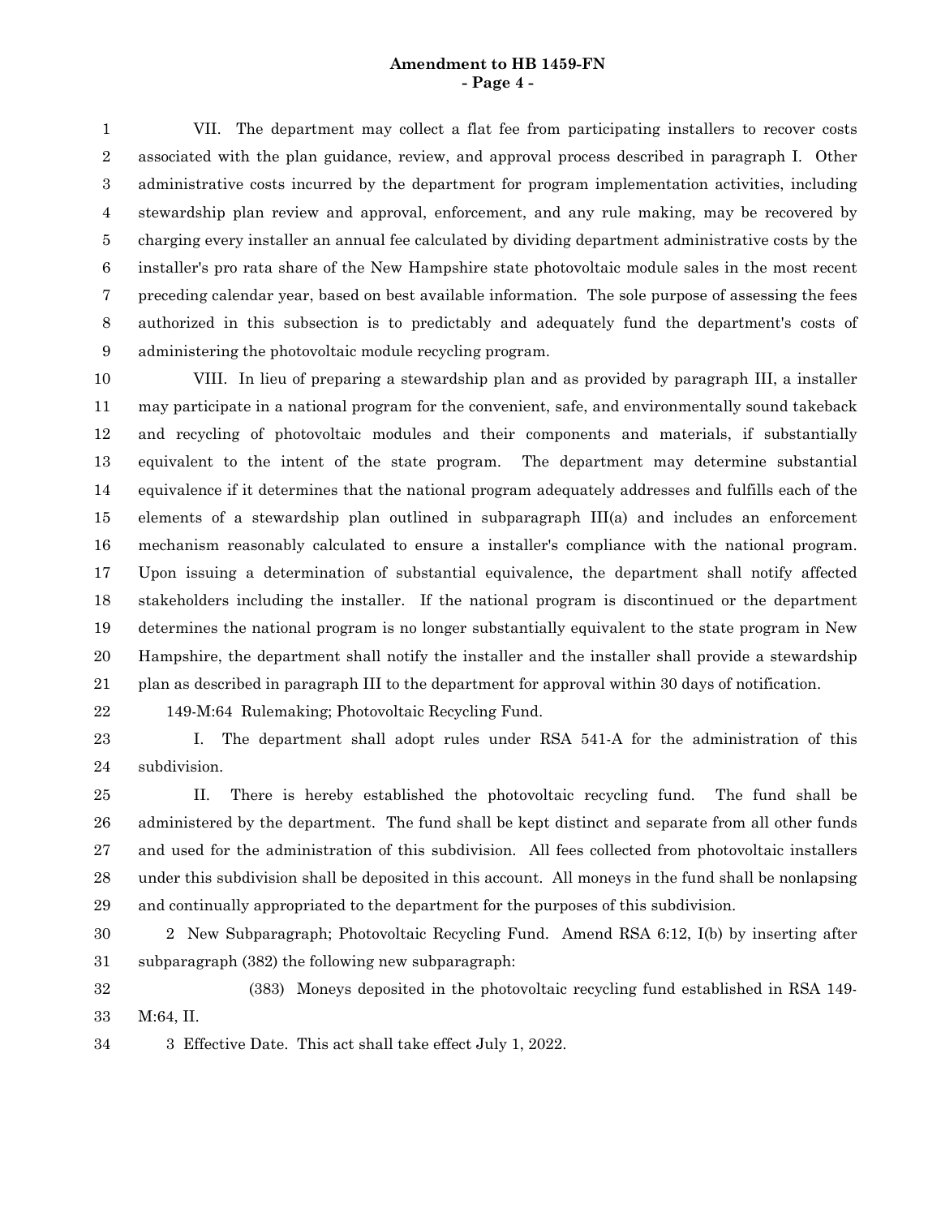VII. The department may collect a flat fee from participating installers to recover costs associated with the plan guidance, review, and approval process described in paragraph I. Other administrative costs incurred by the department for program implementation activities, including stewardship plan review and approval, enforcement, and any rule making, may be recovered by charging every installer an annual fee calculated by dividing department administrative costs by the installer's pro rata share of the New Hampshire state photovoltaic module sales in the most recent preceding calendar year, based on best available information. The sole purpose of assessing the fees authorized in this subsection is to predictably and adequately fund the department's costs of administering the photovoltaic module recycling program.

VIII. In lieu of preparing a stewardship plan and as provided by paragraph III, a installer may participate in a national program for the convenient, safe, and environmentally sound takeback and recycling of photovoltaic modules and their components and materials, if substantially equivalent to the intent of the state program. The department may determine substantial equivalence if it determines that the national program adequately addresses and fulfills each of the elements of a stewardship plan outlined in subparagraph III(a) and includes an enforcement mechanism reasonably calculated to ensure a installer's compliance with the national program. Upon issuing a determination of substantial equivalence, the department shall notify affected stakeholders including the installer. If the national program is discontinued or the department determines the national program is no longer substantially equivalent to the state program in New Hampshire, the department shall notify the installer and the installer shall provide a stewardship plan as described in paragraph III to the department for approval within 30 days of notification.

149-M:64 Rulemaking; Photovoltaic Recycling Fund.

I. The department shall adopt rules under RSA 541-A for the administration of this subdivision.

II. There is hereby established the photovoltaic recycling fund. The fund shall be administered by the department. The fund shall be kept distinct and separate from all other funds and used for the administration of this subdivision. All fees collected from photovoltaic installers under this subdivision shall be deposited in this account. All moneys in the fund shall be nonlapsing and continually appropriated to the department for the purposes of this subdivision.

2 New Subparagraph; Photovoltaic Recycling Fund. Amend RSA 6:12, I(b) by inserting after subparagraph (382) the following new subparagraph:

(383) Moneys deposited in the photovoltaic recycling fund established in RSA 149-M:64, II.

3 Effective Date. This act shall take effect July 1, 2022.